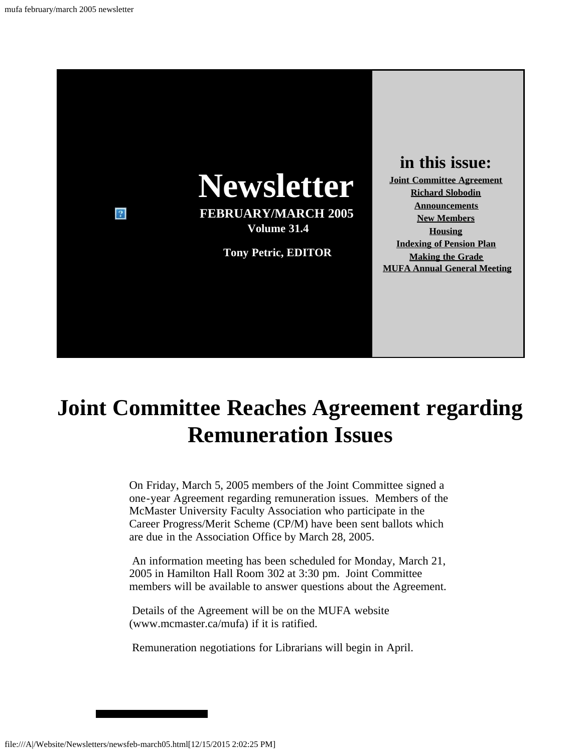# Newsletter

**FEBRUARY/MARCH 2005**
**Volume 31.4**

**Tony Petric, EDITOR**

## in this issue:

- **Joint Committee Agreement**
- **Richard Slobodin**
- **Announcements**
- **New Members**
- **Housing**
- **Indexing of Pension Plan**
- **Making the Grade**
- **MUFA Annual General Meeting**

# Joint Committee Reaches Agreement regarding Remuneration Issues

On Friday, March 5, 2005 members of the Joint Committee signed a one-year Agreement regarding remuneration issues. Members of the McMaster University Faculty Association who participate in the Career Progress/Merit Scheme (CP/M) have been sent ballots which are due in the Association Office by March 28, 2005.

An information meeting has been scheduled for Monday, March 21, 2005 in Hamilton Hall Room 302 at 3:30 pm. Joint Committee members will be available to answer questions about the Agreement.

Details of the Agreement will be on the MUFA website (www.mcmaster.ca/mufa) if it is ratified.

Remuneration negotiations for Librarians will begin in April.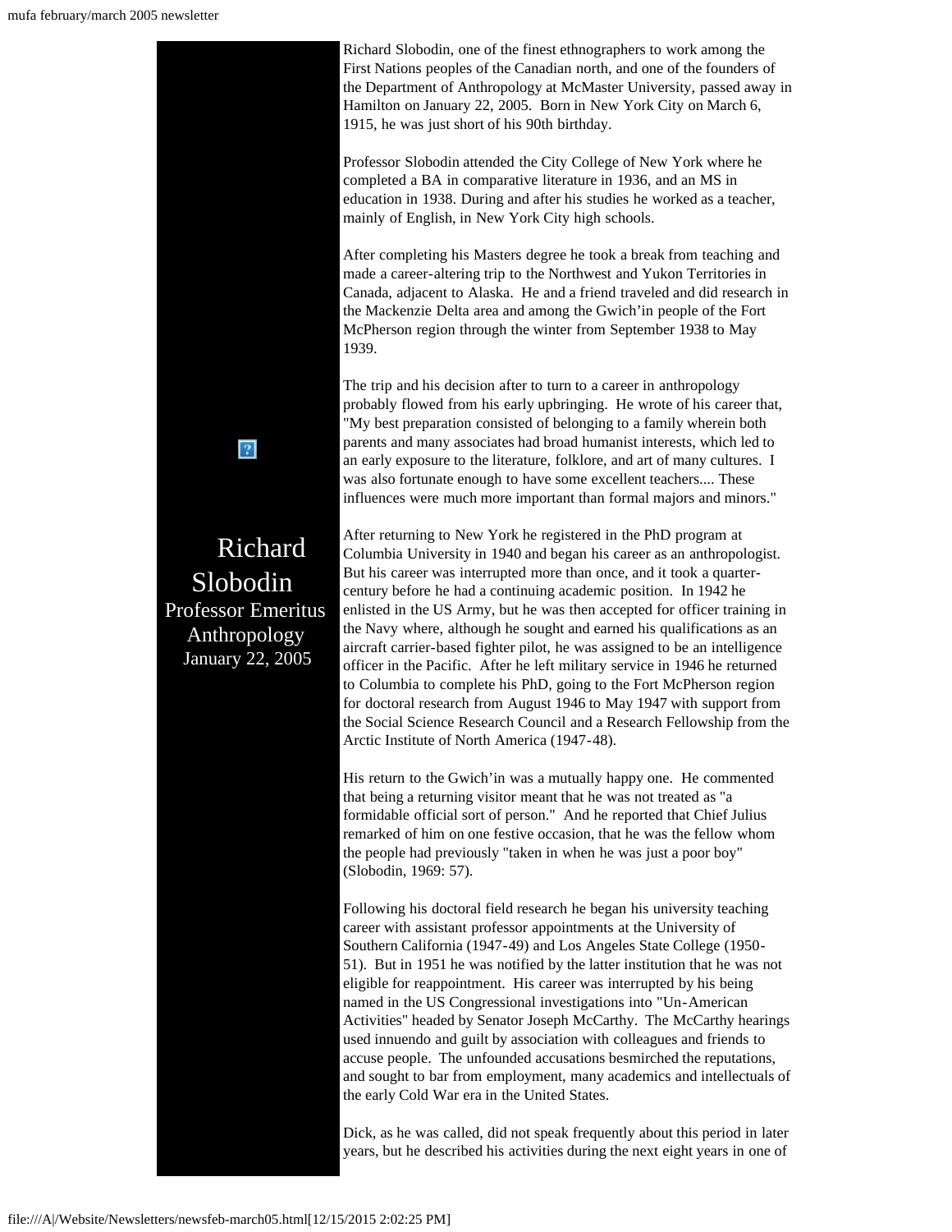Richard Slobodin
Professor Emeritus
Anthropology
January 22, 2005

Richard Slobodin, one of the finest ethnographers to work among the First Nations peoples of the Canadian north, and one of the founders of the Department of Anthropology at McMaster University, passed away in Hamilton on January 22, 2005. Born in New York City on March 6, 1915, he was just short of his 90th birthday.

Professor Slobodin attended the City College of New York where he completed a BA in comparative literature in 1936, and an MS in education in 1938. During and after his studies he worked as a teacher, mainly of English, in New York City high schools.

After completing his Masters degree he took a break from teaching and made a career-altering trip to the Northwest and Yukon Territories in Canada, adjacent to Alaska. He and a friend traveled and did research in the Mackenzie Delta area and among the Gwich'in people of the Fort McPherson region through the winter from September 1938 to May 1939.

The trip and his decision after to turn to a career in anthropology probably flowed from his early upbringing. He wrote of his career that, "My best preparation consisted of belonging to a family wherein both parents and many associates had broad humanist interests, which led to an early exposure to the literature, folklore, and art of many cultures. I was also fortunate enough to have some excellent teachers.... These influences were much more important than formal majors and minors."

After returning to New York he registered in the PhD program at Columbia University in 1940 and began his career as an anthropologist. But his career was interrupted more than once, and it took a quarter-century before he had a continuing academic position. In 1942 he enlisted in the US Army, but he was then accepted for officer training in the Navy where, although he sought and earned his qualifications as an aircraft carrier-based fighter pilot, he was assigned to be an intelligence officer in the Pacific. After he left military service in 1946 he returned to Columbia to complete his PhD, going to the Fort McPherson region for doctoral research from August 1946 to May 1947 with support from the Social Science Research Council and a Research Fellowship from the Arctic Institute of North America (1947-48).

His return to the Gwich'in was a mutually happy one. He commented that being a returning visitor meant that he was not treated as "a formidable official sort of person." And he reported that Chief Julius remarked of him on one festive occasion, that he was the fellow whom the people had previously "taken in when he was just a poor boy" (Slobodin, 1969: 57).

Following his doctoral field research he began his university teaching career with assistant professor appointments at the University of Southern California (1947-49) and Los Angeles State College (1950-51). But in 1951 he was notified by the latter institution that he was not eligible for reappointment. His career was interrupted by his being named in the US Congressional investigations into "Un-American Activities" headed by Senator Joseph McCarthy. The McCarthy hearings used innuendo and guilt by association with colleagues and friends to accuse people. The unfounded accusations besmirched the reputations, and sought to bar from employment, many academics and intellectuals of the early Cold War era in the United States.

Dick, as he was called, did not speak frequently about this period in later years, but he described his activities during the next eight years in one of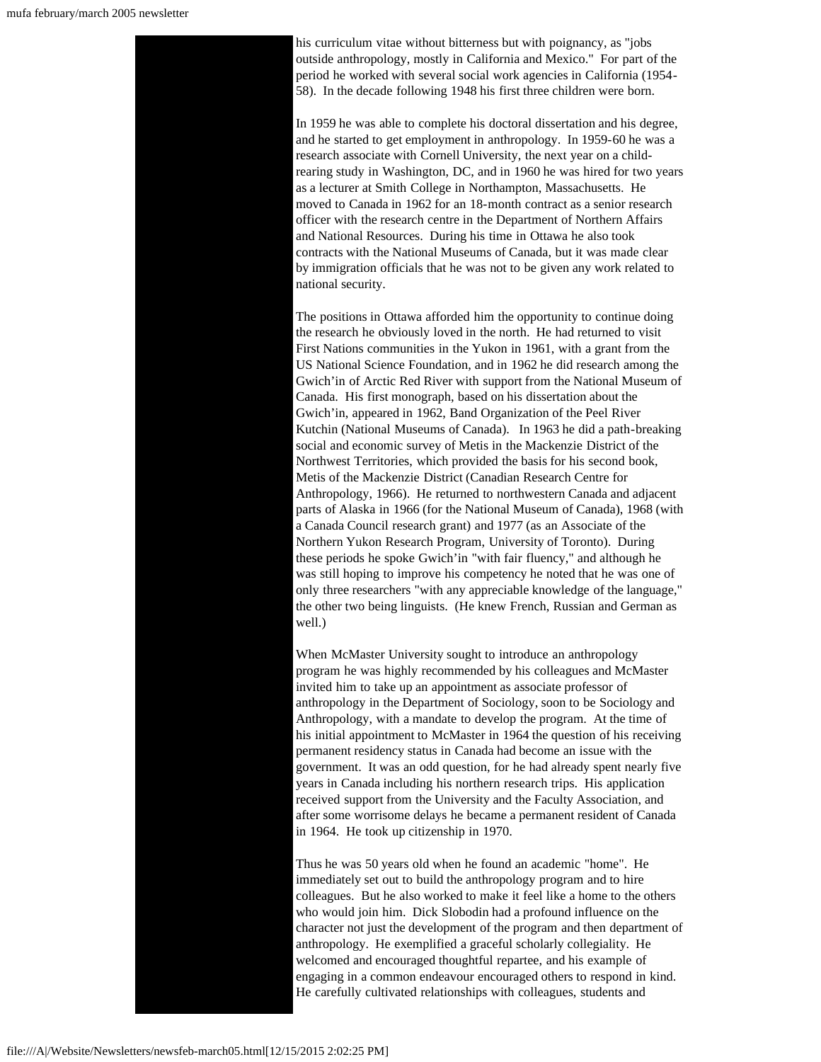his curriculum vitae without bitterness but with poignancy, as "jobs outside anthropology, mostly in California and Mexico." For part of the period he worked with several social work agencies in California (1954-58). In the decade following 1948 his first three children were born.

In 1959 he was able to complete his doctoral dissertation and his degree, and he started to get employment in anthropology. In 1959-60 he was a research associate with Cornell University, the next year on a child-rearing study in Washington, DC, and in 1960 he was hired for two years as a lecturer at Smith College in Northampton, Massachusetts. He moved to Canada in 1962 for an 18-month contract as a senior research officer with the research centre in the Department of Northern Affairs and National Resources. During his time in Ottawa he also took contracts with the National Museums of Canada, but it was made clear by immigration officials that he was not to be given any work related to national security.

The positions in Ottawa afforded him the opportunity to continue doing the research he obviously loved in the north. He had returned to visit First Nations communities in the Yukon in 1961, with a grant from the US National Science Foundation, and in 1962 he did research among the Gwich'in of Arctic Red River with support from the National Museum of Canada. His first monograph, based on his dissertation about the Gwich'in, appeared in 1962, Band Organization of the Peel River Kutchin (National Museums of Canada). In 1963 he did a path-breaking social and economic survey of Metis in the Mackenzie District of the Northwest Territories, which provided the basis for his second book, Metis of the Mackenzie District (Canadian Research Centre for Anthropology, 1966). He returned to northwestern Canada and adjacent parts of Alaska in 1966 (for the National Museum of Canada), 1968 (with a Canada Council research grant) and 1977 (as an Associate of the Northern Yukon Research Program, University of Toronto). During these periods he spoke Gwich'in "with fair fluency," and although he was still hoping to improve his competency he noted that he was one of only three researchers "with any appreciable knowledge of the language," the other two being linguists. (He knew French, Russian and German as well.)

When McMaster University sought to introduce an anthropology program he was highly recommended by his colleagues and McMaster invited him to take up an appointment as associate professor of anthropology in the Department of Sociology, soon to be Sociology and Anthropology, with a mandate to develop the program. At the time of his initial appointment to McMaster in 1964 the question of his receiving permanent residency status in Canada had become an issue with the government. It was an odd question, for he had already spent nearly five years in Canada including his northern research trips. His application received support from the University and the Faculty Association, and after some worrisome delays he became a permanent resident of Canada in 1964. He took up citizenship in 1970.

Thus he was 50 years old when he found an academic "home". He immediately set out to build the anthropology program and to hire colleagues. But he also worked to make it feel like a home to the others who would join him. Dick Slobodin had a profound influence on the character not just the development of the program and then department of anthropology. He exemplified a graceful scholarly collegiality. He welcomed and encouraged thoughtful repartee, and his example of engaging in a common endeavour encouraged others to respond in kind. He carefully cultivated relationships with colleagues, students and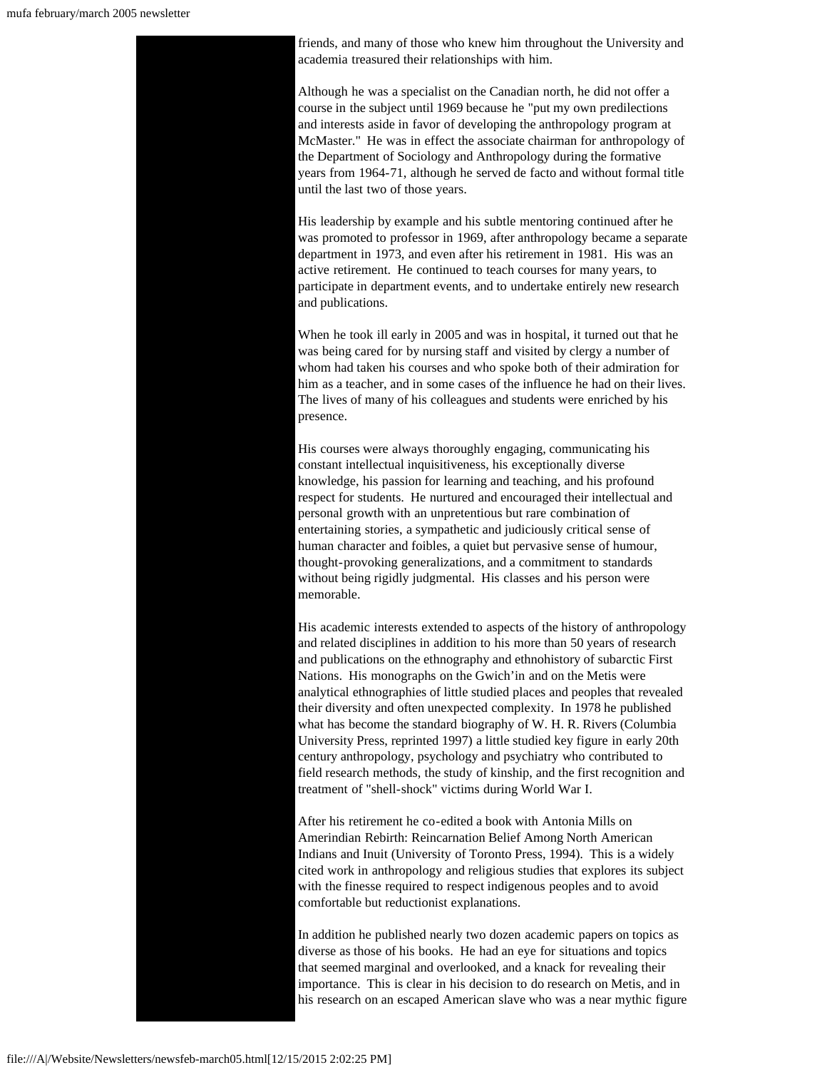friends, and many of those who knew him throughout the University and academia treasured their relationships with him.

Although he was a specialist on the Canadian north, he did not offer a course in the subject until 1969 because he "put my own predilections and interests aside in favor of developing the anthropology program at McMaster." He was in effect the associate chairman for anthropology of the Department of Sociology and Anthropology during the formative years from 1964-71, although he served de facto and without formal title until the last two of those years.

His leadership by example and his subtle mentoring continued after he was promoted to professor in 1969, after anthropology became a separate department in 1973, and even after his retirement in 1981. His was an active retirement. He continued to teach courses for many years, to participate in department events, and to undertake entirely new research and publications.

When he took ill early in 2005 and was in hospital, it turned out that he was being cared for by nursing staff and visited by clergy a number of whom had taken his courses and who spoke both of their admiration for him as a teacher, and in some cases of the influence he had on their lives. The lives of many of his colleagues and students were enriched by his presence.

His courses were always thoroughly engaging, communicating his constant intellectual inquisitiveness, his exceptionally diverse knowledge, his passion for learning and teaching, and his profound respect for students. He nurtured and encouraged their intellectual and personal growth with an unpretentious but rare combination of entertaining stories, a sympathetic and judiciously critical sense of human character and foibles, a quiet but pervasive sense of humour, thought-provoking generalizations, and a commitment to standards without being rigidly judgmental. His classes and his person were memorable.

His academic interests extended to aspects of the history of anthropology and related disciplines in addition to his more than 50 years of research and publications on the ethnography and ethnohistory of subarctic First Nations. His monographs on the Gwich'in and on the Metis were analytical ethnographies of little studied places and peoples that revealed their diversity and often unexpected complexity. In 1978 he published what has become the standard biography of W. H. R. Rivers (Columbia University Press, reprinted 1997) a little studied key figure in early 20th century anthropology, psychology and psychiatry who contributed to field research methods, the study of kinship, and the first recognition and treatment of "shell-shock" victims during World War I.

After his retirement he co-edited a book with Antonia Mills on Amerindian Rebirth: Reincarnation Belief Among North American Indians and Inuit (University of Toronto Press, 1994). This is a widely cited work in anthropology and religious studies that explores its subject with the finesse required to respect indigenous peoples and to avoid comfortable but reductionist explanations.

In addition he published nearly two dozen academic papers on topics as diverse as those of his books. He had an eye for situations and topics that seemed marginal and overlooked, and a knack for revealing their importance. This is clear in his decision to do research on Metis, and in his research on an escaped American slave who was a near mythic figure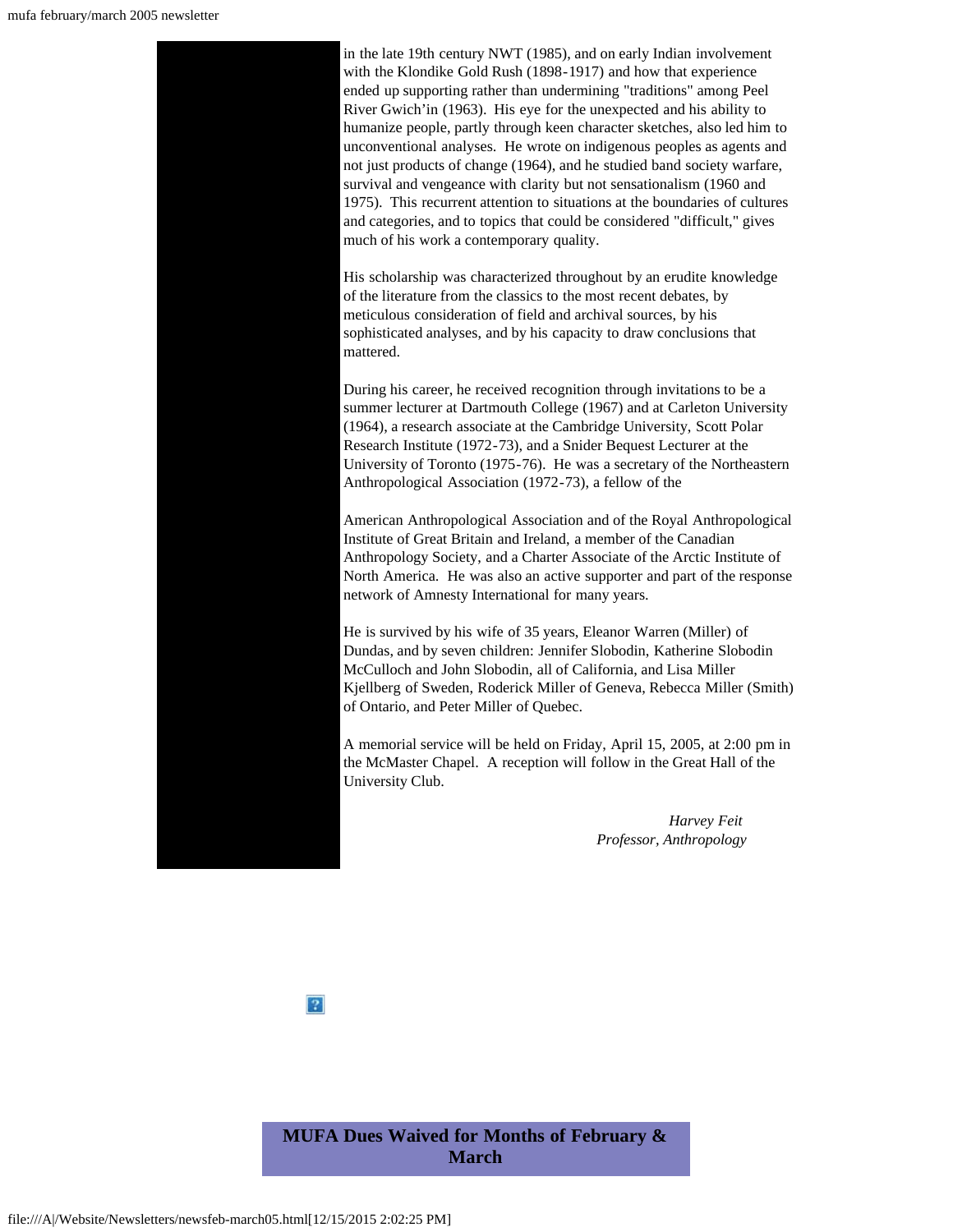in the late 19th century NWT (1985), and on early Indian involvement with the Klondike Gold Rush (1898-1917) and how that experience ended up supporting rather than undermining "traditions" among Peel River Gwich'in (1963). His eye for the unexpected and his ability to humanize people, partly through keen character sketches, also led him to unconventional analyses. He wrote on indigenous peoples as agents and not just products of change (1964), and he studied band society warfare, survival and vengeance with clarity but not sensationalism (1960 and 1975). This recurrent attention to situations at the boundaries of cultures and categories, and to topics that could be considered "difficult," gives much of his work a contemporary quality.

His scholarship was characterized throughout by an erudite knowledge of the literature from the classics to the most recent debates, by meticulous consideration of field and archival sources, by his sophisticated analyses, and by his capacity to draw conclusions that mattered.

During his career, he received recognition through invitations to be a summer lecturer at Dartmouth College (1967) and at Carleton University (1964), a research associate at the Cambridge University, Scott Polar Research Institute (1972-73), and a Snider Bequest Lecturer at the University of Toronto (1975-76). He was a secretary of the Northeastern Anthropological Association (1972-73), a fellow of the

American Anthropological Association and of the Royal Anthropological Institute of Great Britain and Ireland, a member of the Canadian Anthropology Society, and a Charter Associate of the Arctic Institute of North America. He was also an active supporter and part of the response network of Amnesty International for many years.

He is survived by his wife of 35 years, Eleanor Warren (Miller) of Dundas, and by seven children: Jennifer Slobodin, Katherine Slobodin McCulloch and John Slobodin, all of California, and Lisa Miller Kjellberg of Sweden, Roderick Miller of Geneva, Rebecca Miller (Smith) of Ontario, and Peter Miller of Quebec.

A memorial service will be held on Friday, April 15, 2005, at 2:00 pm in the McMaster Chapel. A reception will follow in the Great Hall of the University Club.

*Harvey Feit*
*Professor, Anthropology*

## MUFA Dues Waived for Months of February & March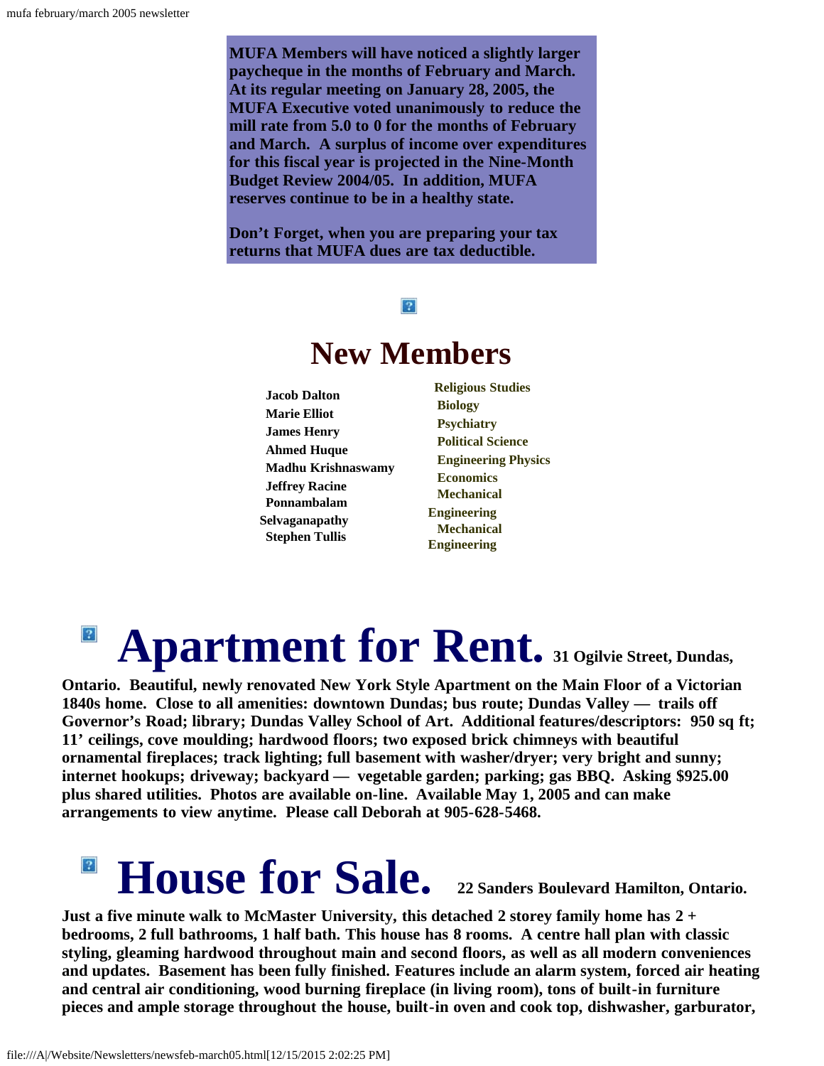**MUFA Members will have noticed a slightly larger paycheque in the months of February and March. At its regular meeting on January 28, 2005, the MUFA Executive voted unanimously to reduce the mill rate from 5.0 to 0 for the months of February and March. A surplus of income over expenditures for this fiscal year is projected in the Nine-Month Budget Review 2004/05. In addition, MUFA reserves continue to be in a healthy state.**

**Don't Forget, when you are preparing your tax returns that MUFA dues are tax deductible.**

# New Members

| | |
|---|---|
| **Jacob Dalton** | **Religious Studies** |
| **Marie Elliot** | **Biology** |
| **James Henry** | **Psychiatry** |
| **Ahmed Huque** | **Political Science** |
| **Madhu Krishnaswamy** | **Engineering Physics** |
| **Jeffrey Racine** | **Economics** |
| **Ponnambalam Selvaganapathy** | **Mechanical Engineering** |
| **Stephen Tullis** | **Mechanical Engineering** |

# Apartment for Rent.

**31 Ogilvie Street, Dundas, Ontario. Beautiful, newly renovated New York Style Apartment on the Main Floor of a Victorian 1840s home. Close to all amenities: downtown Dundas; bus route; Dundas Valley — trails off Governor's Road; library; Dundas Valley School of Art. Additional features/descriptors: 950 sq ft; 11' ceilings, cove moulding; hardwood floors; two exposed brick chimneys with beautiful ornamental fireplaces; track lighting; full basement with washer/dryer; very bright and sunny; internet hookups; driveway; backyard — vegetable garden; parking; gas BBQ. Asking $925.00 plus shared utilities. Photos are available on-line. Available May 1, 2005 and can make arrangements to view anytime. Please call Deborah at 905-628-5468.**

# House for Sale.

**22 Sanders Boulevard Hamilton, Ontario.**

**Just a five minute walk to McMaster University, this detached 2 storey family home has 2 + bedrooms, 2 full bathrooms, 1 half bath. This house has 8 rooms. A centre hall plan with classic styling, gleaming hardwood throughout main and second floors, as well as all modern conveniences and updates. Basement has been fully finished. Features include an alarm system, forced air heating and central air conditioning, wood burning fireplace (in living room), tons of built-in furniture pieces and ample storage throughout the house, built-in oven and cook top, dishwasher, garburator,**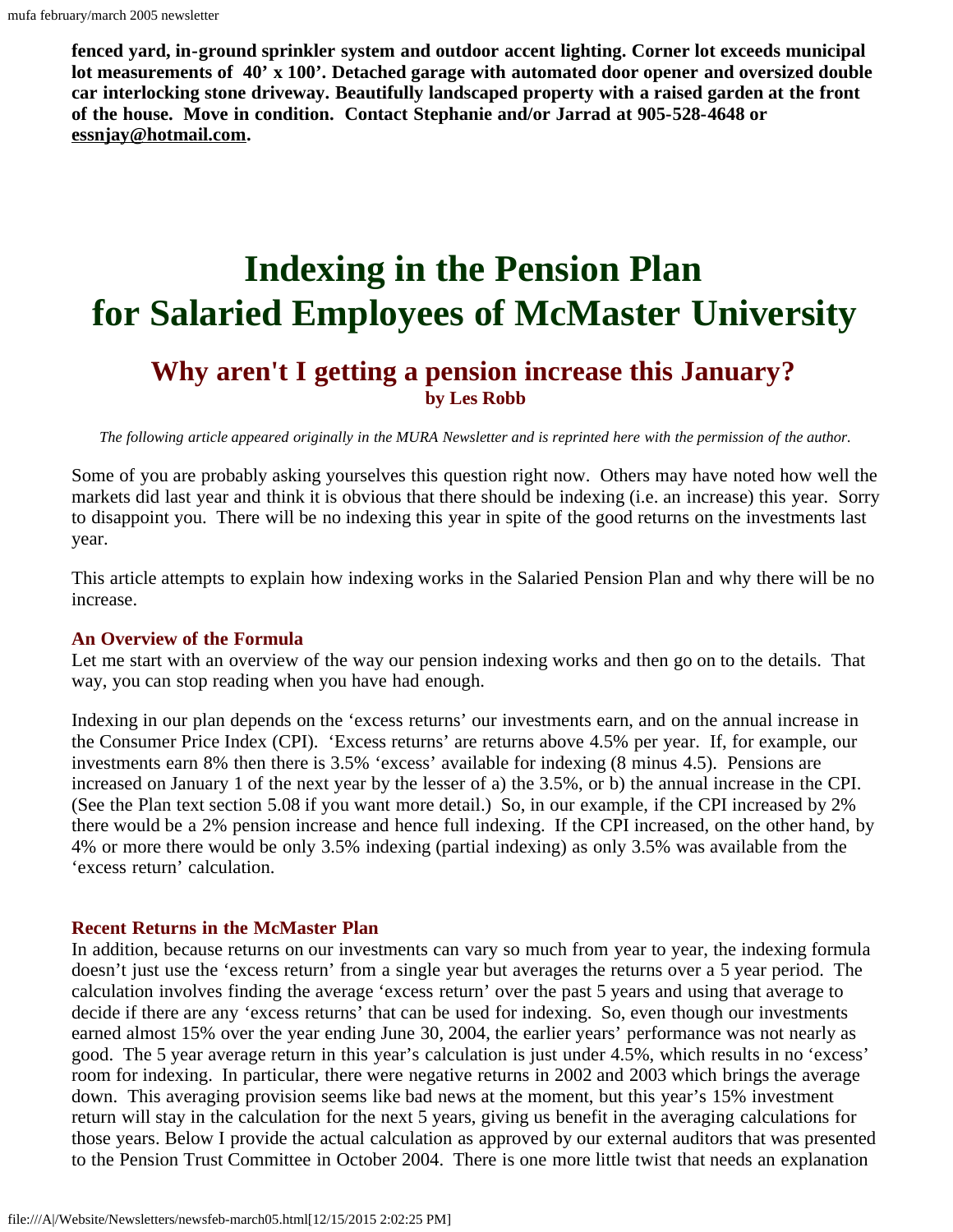**fenced yard, in-ground sprinkler system and outdoor accent lighting. Corner lot exceeds municipal lot measurements of 40' x 100'. Detached garage with automated door opener and oversized double car interlocking stone driveway. Beautifully landscaped property with a raised garden at the front of the house. Move in condition. Contact Stephanie and/or Jarrad at 905-528-4648 or essnjay@hotmail.com.**

# Indexing in the Pension Plan for Salaried Employees of McMaster University

## Why aren't I getting a pension increase this January?

**by Les Robb**

*The following article appeared originally in the MURA Newsletter and is reprinted here with the permission of the author.*

Some of you are probably asking yourselves this question right now. Others may have noted how well the markets did last year and think it is obvious that there should be indexing (i.e. an increase) this year. Sorry to disappoint you. There will be no indexing this year in spite of the good returns on the investments last year.

This article attempts to explain how indexing works in the Salaried Pension Plan and why there will be no increase.

### An Overview of the Formula

Let me start with an overview of the way our pension indexing works and then go on to the details. That way, you can stop reading when you have had enough.

Indexing in our plan depends on the 'excess returns' our investments earn, and on the annual increase in the Consumer Price Index (CPI). 'Excess returns' are returns above 4.5% per year. If, for example, our investments earn 8% then there is 3.5% 'excess' available for indexing (8 minus 4.5). Pensions are increased on January 1 of the next year by the lesser of a) the 3.5%, or b) the annual increase in the CPI. (See the Plan text section 5.08 if you want more detail.) So, in our example, if the CPI increased by 2% there would be a 2% pension increase and hence full indexing. If the CPI increased, on the other hand, by 4% or more there would be only 3.5% indexing (partial indexing) as only 3.5% was available from the 'excess return' calculation.

### Recent Returns in the McMaster Plan

In addition, because returns on our investments can vary so much from year to year, the indexing formula doesn't just use the 'excess return' from a single year but averages the returns over a 5 year period. The calculation involves finding the average 'excess return' over the past 5 years and using that average to decide if there are any 'excess returns' that can be used for indexing. So, even though our investments earned almost 15% over the year ending June 30, 2004, the earlier years' performance was not nearly as good. The 5 year average return in this year's calculation is just under 4.5%, which results in no 'excess' room for indexing. In particular, there were negative returns in 2002 and 2003 which brings the average down. This averaging provision seems like bad news at the moment, but this year's 15% investment return will stay in the calculation for the next 5 years, giving us benefit in the averaging calculations for those years. Below I provide the actual calculation as approved by our external auditors that was presented to the Pension Trust Committee in October 2004. There is one more little twist that needs an explanation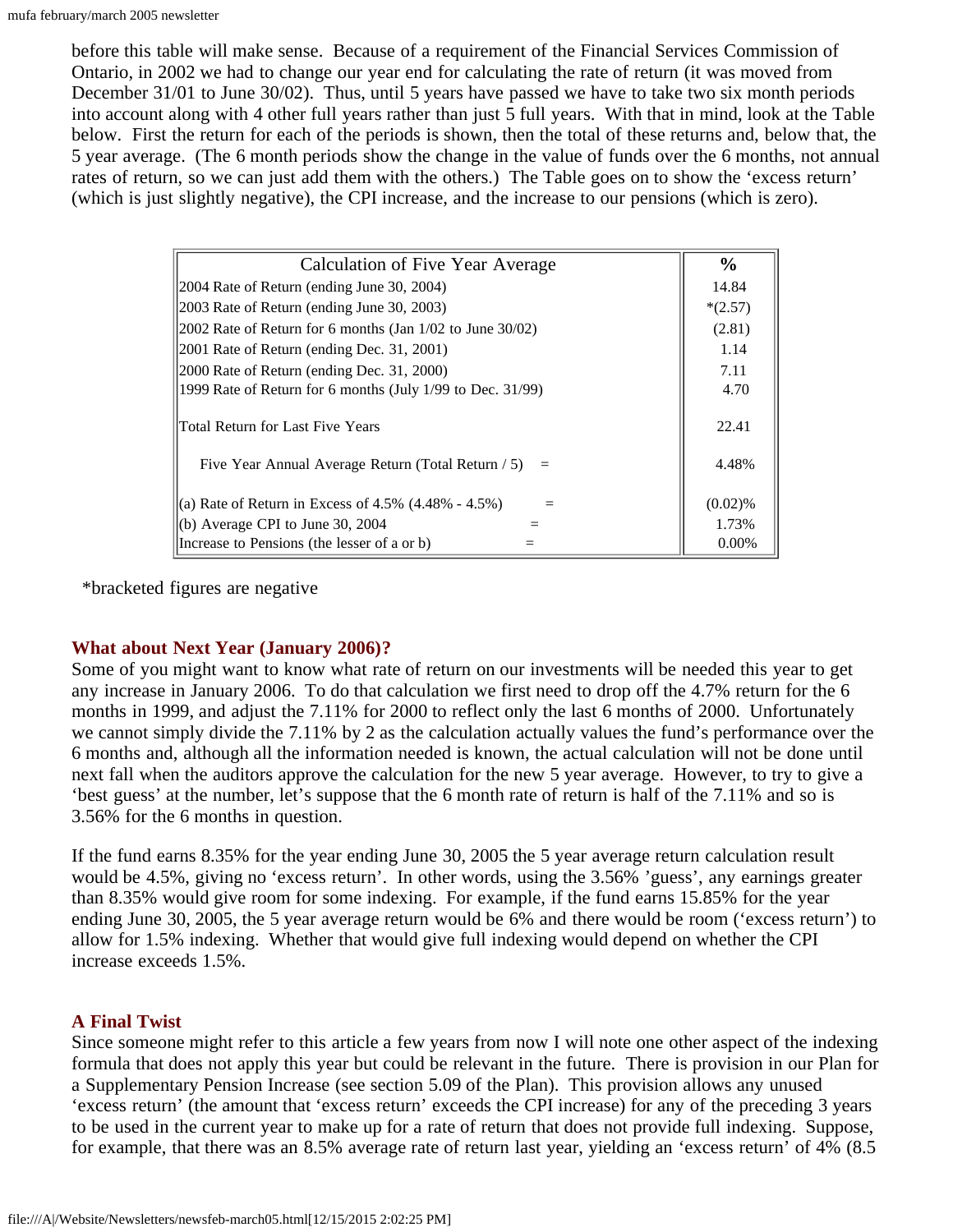before this table will make sense. Because of a requirement of the Financial Services Commission of Ontario, in 2002 we had to change our year end for calculating the rate of return (it was moved from December 31/01 to June 30/02). Thus, until 5 years have passed we have to take two six month periods into account along with 4 other full years rather than just 5 full years. With that in mind, look at the Table below. First the return for each of the periods is shown, then the total of these returns and, below that, the 5 year average. (The 6 month periods show the change in the value of funds over the 6 months, not annual rates of return, so we can just add them with the others.) The Table goes on to show the 'excess return' (which is just slightly negative), the CPI increase, and the increase to our pensions (which is zero).

| Calculation of Five Year Average | % |
|---|---|
| 2004 Rate of Return (ending June 30, 2004) | 14.84 |
| 2003 Rate of Return (ending June 30, 2003) | *(2.57) |
| 2002 Rate of Return for 6 months (Jan 1/02 to June 30/02) | (2.81) |
| 2001 Rate of Return (ending Dec. 31, 2001) | 1.14 |
| 2000 Rate of Return (ending Dec. 31, 2000) | 7.11 |
| 1999 Rate of Return for 6 months (July 1/99 to Dec. 31/99) | 4.70 |
| Total Return for Last Five Years | 22.41 |
| Five Year Annual Average Return (Total Return / 5) = | 4.48% |
| (a) Rate of Return in Excess of 4.5% (4.48% - 4.5%) = | (0.02)% |
| (b) Average CPI to June 30, 2004 = | 1.73% |
| Increase to Pensions (the lesser of a or b) = | 0.00% |

*bracketed figures are negative

### What about Next Year (January 2006)?

Some of you might want to know what rate of return on our investments will be needed this year to get any increase in January 2006. To do that calculation we first need to drop off the 4.7% return for the 6 months in 1999, and adjust the 7.11% for 2000 to reflect only the last 6 months of 2000. Unfortunately we cannot simply divide the 7.11% by 2 as the calculation actually values the fund's performance over the 6 months and, although all the information needed is known, the actual calculation will not be done until next fall when the auditors approve the calculation for the new 5 year average. However, to try to give a 'best guess' at the number, let's suppose that the 6 month rate of return is half of the 7.11% and so is 3.56% for the 6 months in question.

If the fund earns 8.35% for the year ending June 30, 2005 the 5 year average return calculation result would be 4.5%, giving no 'excess return'. In other words, using the 3.56% 'guess', any earnings greater than 8.35% would give room for some indexing. For example, if the fund earns 15.85% for the year ending June 30, 2005, the 5 year average return would be 6% and there would be room ('excess return') to allow for 1.5% indexing. Whether that would give full indexing would depend on whether the CPI increase exceeds 1.5%.

### A Final Twist

Since someone might refer to this article a few years from now I will note one other aspect of the indexing formula that does not apply this year but could be relevant in the future. There is provision in our Plan for a Supplementary Pension Increase (see section 5.09 of the Plan). This provision allows any unused 'excess return' (the amount that 'excess return' exceeds the CPI increase) for any of the preceding 3 years to be used in the current year to make up for a rate of return that does not provide full indexing. Suppose, for example, that there was an 8.5% average rate of return last year, yielding an 'excess return' of 4% (8.5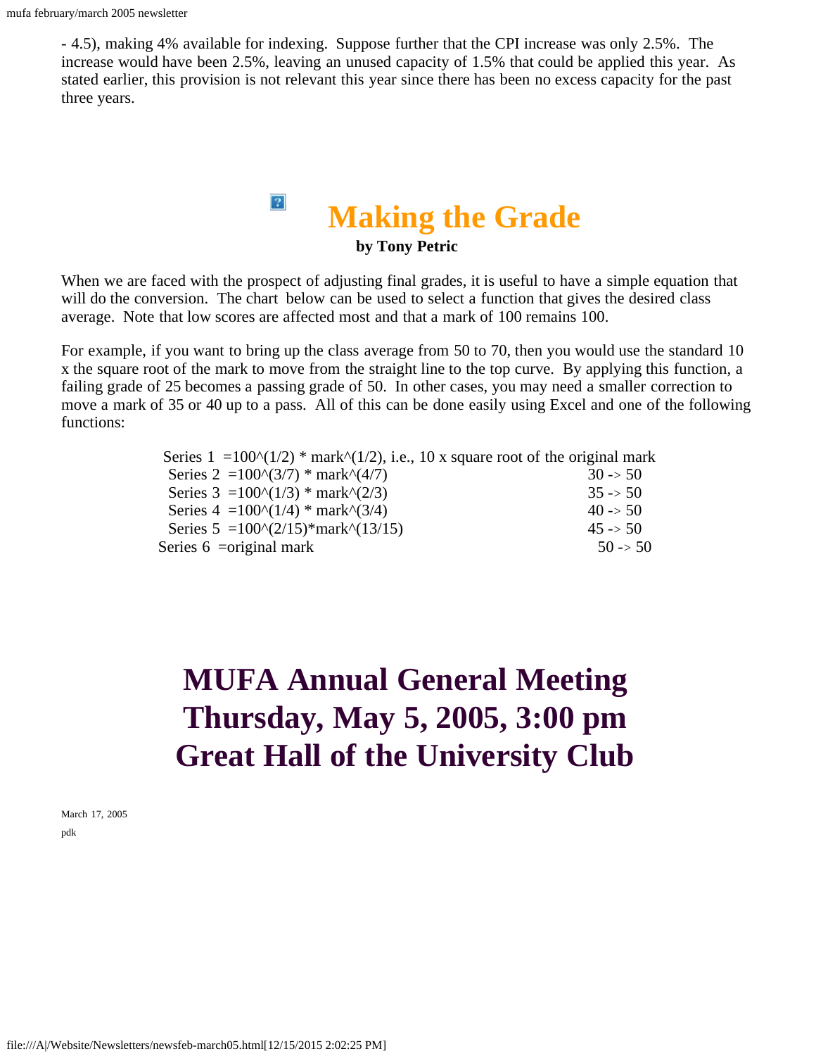- 4.5), making 4% available for indexing. Suppose further that the CPI increase was only 2.5%. The increase would have been 2.5%, leaving an unused capacity of 1.5% that could be applied this year. As stated earlier, this provision is not relevant this year since there has been no excess capacity for the past three years.

# Making the Grade

**by Tony Petric**

When we are faced with the prospect of adjusting final grades, it is useful to have a simple equation that will do the conversion. The chart below can be used to select a function that gives the desired class average. Note that low scores are affected most and that a mark of 100 remains 100.

For example, if you want to bring up the class average from 50 to 70, then you would use the standard 10 x the square root of the mark to move from the straight line to the top curve. By applying this function, a failing grade of 25 becomes a passing grade of 50. In other cases, you may need a smaller correction to move a mark of 35 or 40 up to a pass. All of this can be done easily using Excel and one of the following functions:

| Series | Function | |
|---|---|---|
| Series 1 | =100^(1/2) * mark^(1/2), i.e., 10 x square root of the original mark | |
| Series 2 | =100^(3/7) * mark^(4/7) | 30 -> 50 |
| Series 3 | =100^(1/3) * mark^(2/3) | 35 -> 50 |
| Series 4 | =100^(1/4) * mark^(3/4) | 40 -> 50 |
| Series 5 | =100^(2/15)*mark^(13/15) | 45 -> 50 |
| Series 6 | =original mark | 50 -> 50 |

# MUFA Annual General Meeting
# Thursday, May 5, 2005, 3:00 pm
# Great Hall of the University Club

March 17, 2005

pdk